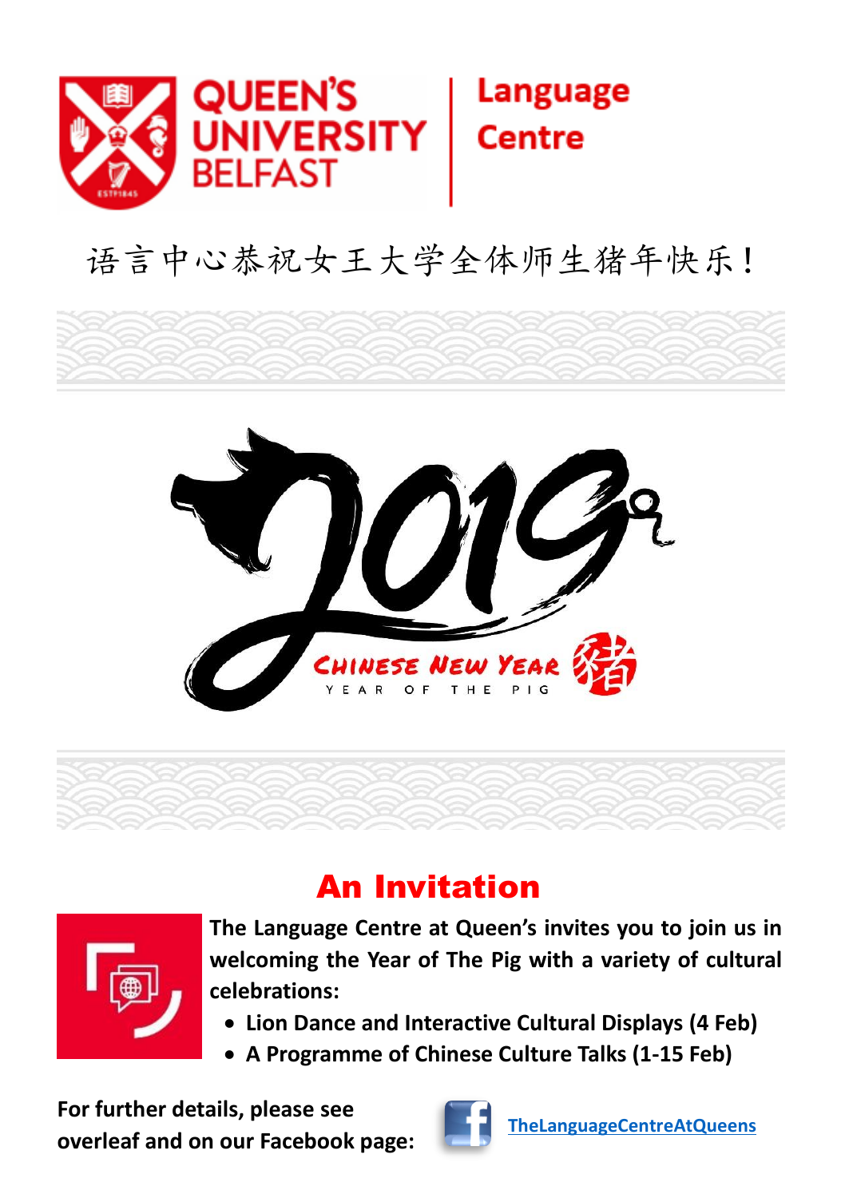QUEEN'S UNIVERSITY BELFAST | Language Centre

语言中心恭祝女王大学全体师生猪年快乐！

2019

CHINESE NEW YEAR

YEAR OF THE PIG 猪

## An Invitation

**The Language Centre at Queen's invites you to join us in welcoming the Year of The Pig with a variety of cultural celebrations:**

- **Lion Dance and Interactive Cultural Displays (4 Feb)**
- **A Programme of Chinese Culture Talks (1-15 Feb)**

**For further details, please see overleaf and on our Facebook page:** [TheLanguageCentreAtQueens]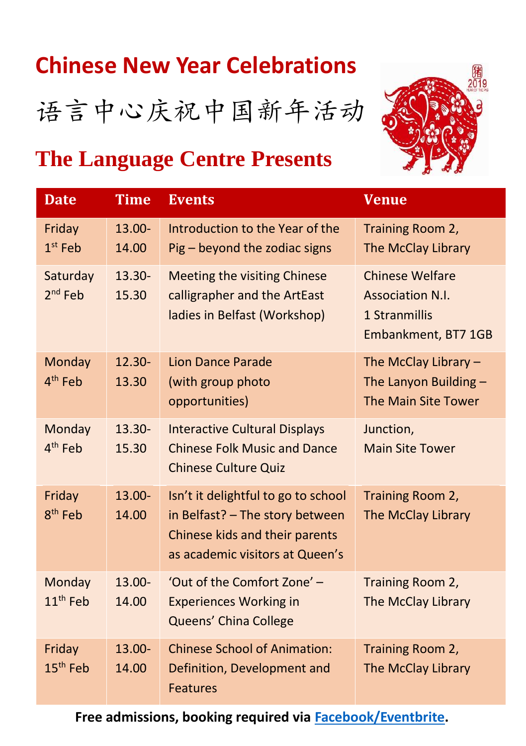# Chinese New Year Celebrations

# 语言中心庆祝中国新年活动

## The Language Centre Presents

| Date | Time | Events | Venue |
|---|---|---|---|
| Friday 1st Feb | 13.00-14.00 | Introduction to the Year of the Pig – beyond the zodiac signs | Training Room 2, The McClay Library |
| Saturday 2nd Feb | 13.30-15.30 | Meeting the visiting Chinese calligrapher and the ArtEast ladies in Belfast (Workshop) | Chinese Welfare Association N.I. 1 Stranmillis Embankment, BT7 1GB |
| Monday 4th Feb | 12.30-13.30 | Lion Dance Parade (with group photo opportunities) | The McClay Library – The Lanyon Building – The Main Site Tower |
| Monday 4th Feb | 13.30-15.30 | Interactive Cultural Displays<br>Chinese Folk Music and Dance<br>Chinese Culture Quiz | Junction, Main Site Tower |
| Friday 8th Feb | 13.00-14.00 | Isn't it delightful to go to school in Belfast? – The story between Chinese kids and their parents as academic visitors at Queen's | Training Room 2, The McClay Library |
| Monday 11th Feb | 13.00-14.00 | 'Out of the Comfort Zone' – Experiences Working in Queens' China College | Training Room 2, The McClay Library |
| Friday 15th Feb | 13.00-14.00 | Chinese School of Animation: Definition, Development and Features | Training Room 2, The McClay Library |

**Free admissions, booking required via Facebook/Eventbrite.**